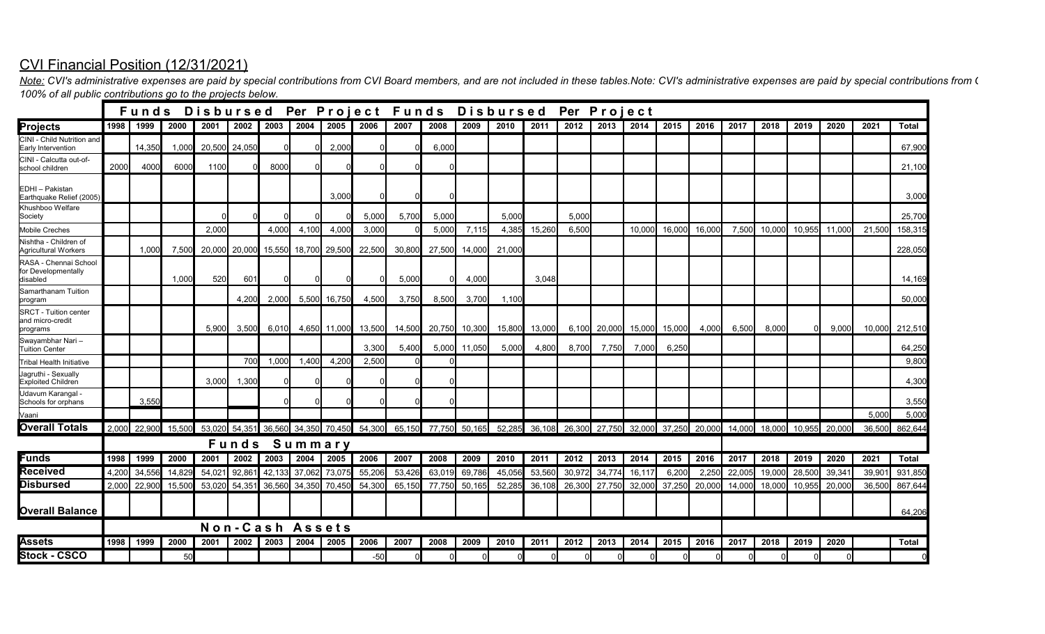## CVI Financial Position (12/31/2021)

*Note: CVI's administrative expenses are paid by special contributions from CVI Board members, and are not included in these tables.Note: CVI's administrative expenses are paid by special contributions from C*
*100% of all public contributions go to the projects below.*

| | Funds Disbursed Per Project Funds Disbursed Per Project | | | | | | | | | | | | | | | | | | | | | | | | |
|---|---|---|---|---|---|---|---|---|---|---|---|---|---|---|---|---|---|---|---|---|---|---|---|---|---|
| **Projects** | 1998 | 1999 | 2000 | 2001 | 2002 | 2003 | 2004 | 2005 | 2006 | 2007 | 2008 | 2009 | 2010 | 2011 | 2012 | 2013 | 2014 | 2015 | 2016 | 2017 | 2018 | 2019 | 2020 | 2021 | Total |
| CINI - Child Nutrition and Early Intervention | | 14,350 | 1,000 | 20,500 | 24,050 | 0 | 0 | 2,000 | 0 | 0 | 6,000 | | | | | | | | | | | | | | 67,900 |
| CINI - Calcutta out-of-school children | 2000 | 4000 | 6000 | 1100 | 0 | 8000 | 0 | 0 | 0 | 0 | 0 | | | | | | | | | | | | | | 21,100 |
| EDHI – Pakistan Earthquake Relief (2005) | | | | | | | | 3,000 | 0 | 0 | 0 | | | | | | | | | | | | | | 3,000 |
| Khushboo Welfare Society | | | | 0 | 0 | 0 | 0 | 0 | 5,000 | 5,700 | 5,000 | | 5,000 | | 5,000 | | | | | | | | | | 25,700 |
| Mobile Creches | | | | 2,000 | | 4,000 | 4,100 | 4,000 | 3,000 | 0 | 5,000 | 7,115 | 4,385 | 15,260 | 6,500 | | 10,000 | 16,000 | 16,000 | 7,500 | 10,000 | 10,955 | 11,000 | 21,500 | 158,315 |
| Nishtha - Children of Agricultural Workers | | 1,000 | 7,500 | 20,000 | 20,000 | 15,550 | 18,700 | 29,500 | 22,500 | 30,800 | 27,500 | 14,000 | 21,000 | | | | | | | | | | | | 228,050 |
| RASA - Chennai School for Developmentally disabled | | | 1,000 | 520 | 601 | 0 | 0 | 0 | 0 | 5,000 | 0 | 4,000 | | 3,048 | | | | | | | | | | | 14,169 |
| Samarthanam Tuition program | | | | | 4,200 | 2,000 | 5,500 | 16,750 | 4,500 | 3,750 | 8,500 | 3,700 | 1,100 | | | | | | | | | | | | 50,000 |
| SRCT - Tuition center and micro-credit programs | | | | 5,900 | 3,500 | 6,010 | 4,650 | 11,000 | 13,500 | 14,500 | 20,750 | 10,300 | 15,800 | 13,000 | 6,100 | 20,000 | 15,000 | 15,000 | 4,000 | 6,500 | 8,000 | 0 | 9,000 | 10,000 | 212,510 |
| Swayambhar Nari – Tuition Center | | | | | | | | | 3,300 | 5,400 | 5,000 | 11,050 | 5,000 | 4,800 | 8,700 | 7,750 | 7,000 | 6,250 | | | | | | | 64,250 |
| Tribal Health Initiative | | | | | 700 | 1,000 | 1,400 | 4,200 | 2,500 | 0 | 0 | | | | | | | | | | | | | | 9,800 |
| Jagruthi - Sexually Exploited Children | | | | 3,000 | 1,300 | 0 | 0 | 0 | 0 | 0 | 0 | | | | | | | | | | | | | | 4,300 |
| Udavum Karangal - Schools for orphans | | 3,550 | | | | 0 | 0 | 0 | 0 | 0 | 0 | | | | | | | | | | | | | | 3,550 |
| Vaani | | | | | | | | | | | | | | | | | | | | | | | | 5,000 | 5,000 |
| **Overall Totals** | 2,000 | 22,900 | 15,500 | 53,020 | 54,351 | 36,560 | 34,350 | 70,450 | 54,300 | 65,150 | 77,750 | 50,165 | 52,285 | 36,108 | 26,300 | 27,750 | 32,000 | 37,250 | 20,000 | 14,000 | 18,000 | 10,955 | 20,000 | 36,500 | 862,644 |
| | Funds Summary | | | | | | | | | | | | | | | | | | | | | | | | |
| **Funds** | 1998 | 1999 | 2000 | 2001 | 2002 | 2003 | 2004 | 2005 | 2006 | 2007 | 2008 | 2009 | 2010 | 2011 | 2012 | 2013 | 2014 | 2015 | 2016 | 2017 | 2018 | 2019 | 2020 | 2021 | Total |
| **Received** | 4,200 | 34,556 | 14,829 | 54,021 | 92,861 | 42,133 | 37,062 | 73,075 | 55,206 | 53,426 | 63,019 | 69,786 | 45,056 | 53,560 | 30,972 | 34,774 | 16,117 | 6,200 | 2,250 | 22,005 | 19,000 | 28,500 | 39,341 | 39,901 | 931,850 |
| **Disbursed** | 2,000 | 22,900 | 15,500 | 53,020 | 54,351 | 36,560 | 34,350 | 70,450 | 54,300 | 65,150 | 77,750 | 50,165 | 52,285 | 36,108 | 26,300 | 27,750 | 32,000 | 37,250 | 20,000 | 14,000 | 18,000 | 10,955 | 20,000 | 36,500 | 867,644 |
| **Overall Balance** | | | | | | | | | | | | | | | | | | | | | | | | | 64,206 |
| | Non-Cash Assets | | | | | | | | | | | | | | | | | | | | | | | | |
| **Assets** | 1998 | 1999 | 2000 | 2001 | 2002 | 2003 | 2004 | 2005 | 2006 | 2007 | 2008 | 2009 | 2010 | 2011 | 2012 | 2013 | 2014 | 2015 | 2016 | 2017 | 2018 | 2019 | 2020 | | Total |
| **Stock - CSCO** | | | 50 | | | | | | -50 | 0 | 0 | 0 | 0 | 0 | 0 | 0 | 0 | 0 | 0 | 0 | 0 | 0 | 0 | | 0 |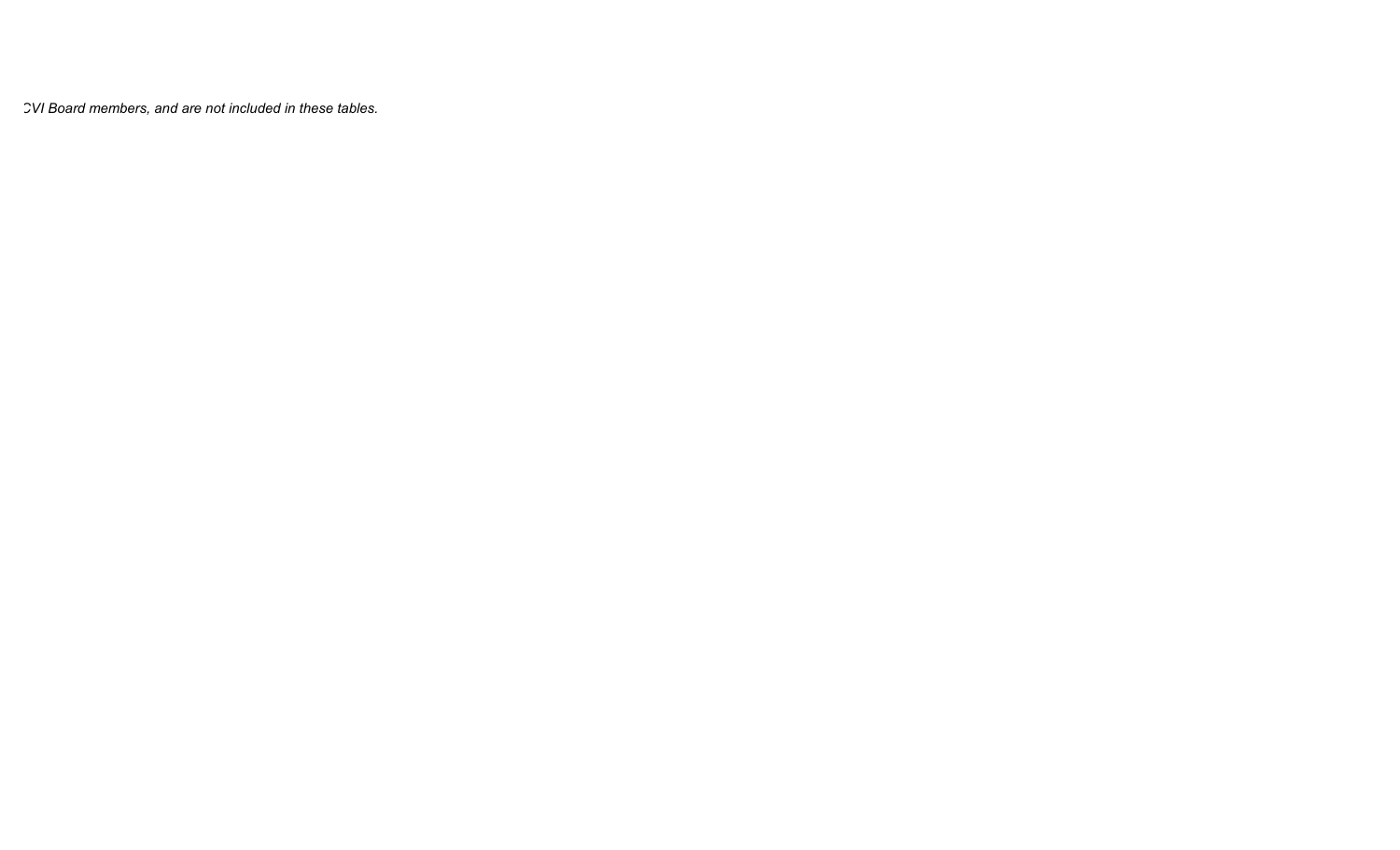*CVI Board members, and are not included in these tables.*